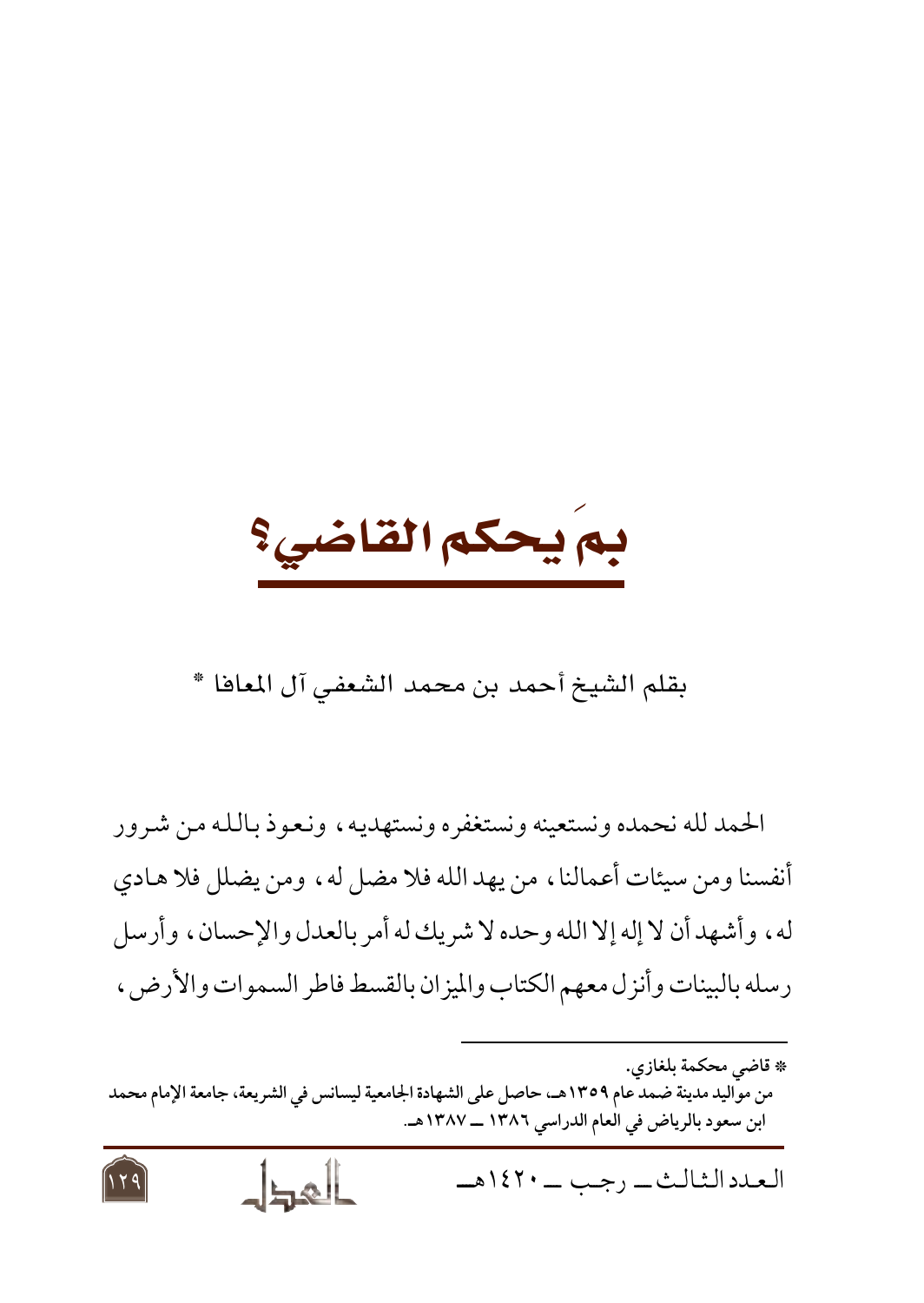# بمَ يحكم القاضي؟

بقلم الشيخ أحمد بن محمد الشعفي آل المعافا *

الحمد لله نحمده ونستعينه ونستغفره ونستهديه، ونعوذ بالله من شرور أنفسنا ومن سيئات أعمالنا، من يهد الله فلا مضل له، ومن يضلل فلا هادي له، وأشهد أن لا إله إلا الله وحده لا شريك له أمر بالعدل والإحسان، وأرسل رسله بالبينات وأنزل معهم الكتاب والميزان بالقسط فاطر السموات والأرض،

---

* قاضي محكمة بلغازي.
من مواليد مدينة ضمد عام ١٣٥٩هـ، حاصل على الشهادة الجامعية ليسانس في الشريعة، جامعة الإمام محمد ابن سعود بالرياض في العام الدراسي ١٣٨٦ ــ ١٣٨٧هـ.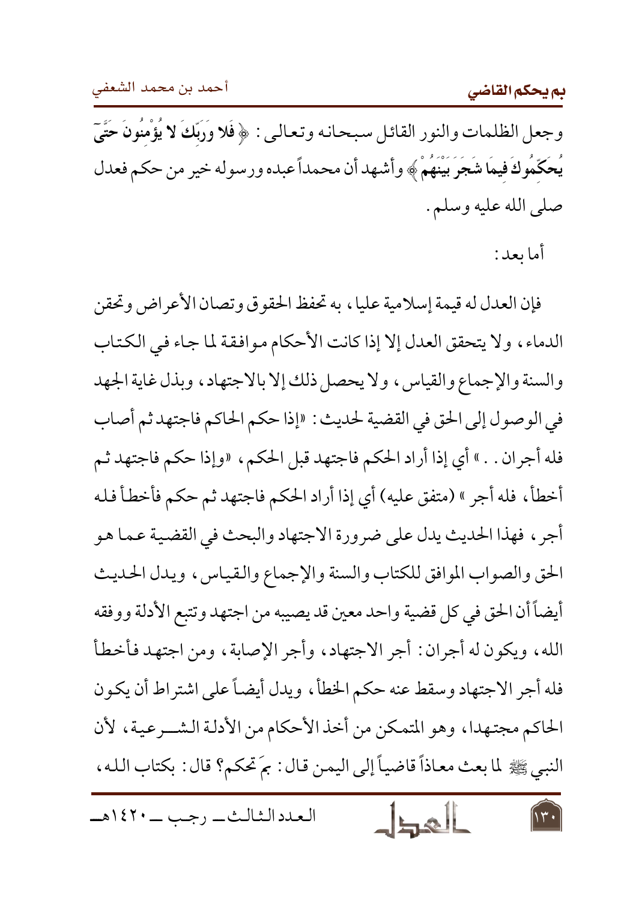وجعل الظلمات والنور القائل سبحانه وتعالى: ﴿ **فَلا وَرَبِّكَ لا يُؤْمِنُونَ حَتَّىَ يُحَكِّمُوكَ فِيمَا شَجَرَ بَيْنَهُمْ** ﴾ وأشهد أن محمداً عبده ورسوله خير من حكم فعدل صلى الله عليه وسلم.

أما بعد:

فإن العدل له قيمة إسلامية عليا، به تحفظ الحقوق وتصان الأعراض وتحقن الدماء، ولا يتحقق العدل إلا إذا كانت الأحكام موافقة لما جاء في الكتاب والسنة والإجماع والقياس، ولا يحصل ذلك إلا بالاجتهاد، وبذل غاية الجهد في الوصول إلى الحق في القضية لحديث: «إذا حكم الحاكم فاجتهد ثم أصاب فله أجران..» أي إذا أراد الحكم فاجتهد قبل الحكم، «وإذا حكم فاجتهد ثم أخطأ، فله أجر» (متفق عليه) أي إذا أراد الحكم فاجتهد ثم حكم فأخطأ فله أجر، فهذا الحديث يدل على ضرورة الاجتهاد والبحث في القضية عما هو الحق والصواب الموافق للكتاب والسنة والإجماع والقياس، ويدل الحديث أيضاً أن الحق في كل قضية واحد معين قد يصيبه من اجتهد وتتبع الأدلة ووفقه الله، ويكون له أجران: أجر الاجتهاد، وأجر الإصابة، ومن اجتهد فأخطأ فله أجر الاجتهاد وسقط عنه حكم الخطأ، ويدل أيضاً على اشتراط أن يكون الحاكم مجتهدا، وهو المتمكن من أخذ الأحكام من الأدلة الشرعية، لأن النبي ﷺ لما بعث معاذاً قاضياً إلى اليمن قال: بمَ تحكم؟ قال: بكتاب الله،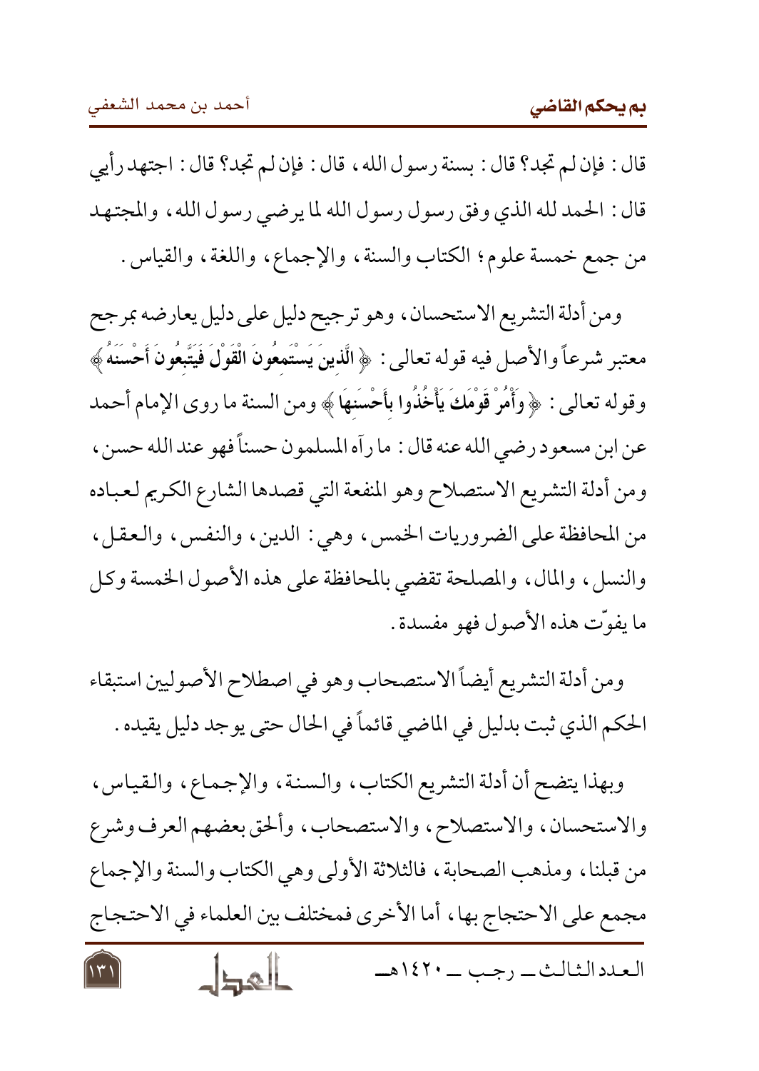قال: فإن لم تجد؟ قال: بسنة رسول الله، قال: فإن لم تجد؟ قال: اجتهد رأيي قال: الحمد لله الذي وفق رسول رسول الله لما يرضي رسول الله، والمجتهد من جمع خمسة علوم؛ الكتاب والسنة، والإجماع، واللغة، والقياس.

ومن أدلة التشريع الاستحسان، وهو ترجيح دليل على دليل يعارضه بمرجح معتبر شرعاً والأصل فيه قوله تعالى: ﴿ **الَّذِينَ يَسْتَمِعُونَ الْقَوْلَ فَيَتَّبِعُونَ أَحْسَنَهُ** ﴾ وقوله تعالى: ﴿ **وَأْمُرْ قَوْمَكَ يَأْخُذُوا بِأَحْسَنِهَا** ﴾ ومن السنة ما روى الإمام أحمد عن ابن مسعود رضي الله عنه قال: ما رآه المسلمون حسناً فهو عند الله حسن، ومن أدلة التشريع الاستصلاح وهو المنفعة التي قصدها الشارع الكريم لعباده من المحافظة على الضروريات الخمس، وهي: الدين، والنفس، والعقل، والنسل، والمال، والمصلحة تقضي بالمحافظة على هذه الأصول الخمسة وكل ما يفوّت هذه الأصول فهو مفسدة.

ومن أدلة التشريع أيضاً الاستصحاب وهو في اصطلاح الأصوليين استبقاء الحكم الذي ثبت بدليل في الماضي قائماً في الحال حتى يوجد دليل يقيده.

وبهذا يتضح أن أدلة التشريع الكتاب، والسنة، والإجماع، والقياس، والاستحسان، والاستصلاح، والاستصحاب، وألحق بعضهم العرف وشرع من قبلنا، ومذهب الصحابة، فالثلاثة الأولى وهي الكتاب والسنة والإجماع مجمع على الاحتجاج بها، أما الأخرى فمختلف بين العلماء في الاحتجاج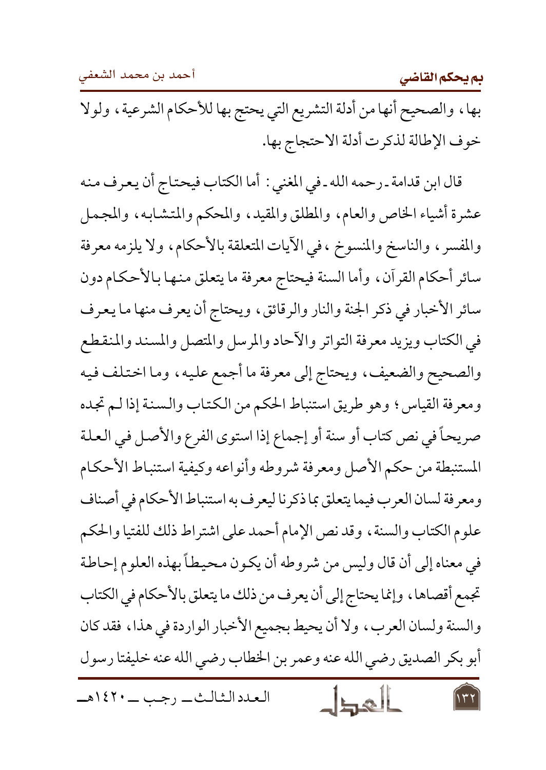بها، والصحيح أنها من أدلة التشريع التي يحتج بها للأحكام الشرعية، ولولا خوف الإطالة لذكرت أدلة الاحتجاج بها.

قال ابن قدامة ـ رحمه الله ـ في المغني: أما الكتاب فيحتاج أن يعرف منه عشرة أشياء الخاص والعام، والمطلق والمقيد، والمحكم والمتشابه، والمجمل والمفسر، والناسخ والمنسوخ، في الآيات المتعلقة بالأحكام، ولا يلزمه معرفة سائر أحكام القرآن، وأما السنة فيحتاج معرفة ما يتعلق منها بالأحكام دون سائر الأخبار في ذكر الجنة والنار والرقائق، ويحتاج أن يعرف منها ما يعرف في الكتاب ويزيد معرفة التواتر والآحاد والمرسل والمتصل والمسند والمنقطع والصحيح والضعيف، ويحتاج إلى معرفة ما أجمع عليه، وما اختلف فيه ومعرفة القياس؛ وهو طريق استنباط الحكم من الكتاب والسنة إذا لم تجده صريحاً في نص كتاب أو سنة أو إجماع إذا استوى الفرع والأصل في العلة المستنبطة من حكم الأصل ومعرفة شروطه وأنواعه وكيفية استنباط الأحكام ومعرفة لسان العرب فيما يتعلق بما ذكرنا ليعرف به استنباط الأحكام في أصناف علوم الكتاب والسنة، وقد نص الإمام أحمد على اشتراط ذلك للفتيا والحكم في معناه إلى أن قال وليس من شروطه أن يكون محيطاً بهذه العلوم إحاطة تجمع أقصاها، وإنما يحتاج إلى أن يعرف من ذلك ما يتعلق بالأحكام في الكتاب والسنة ولسان العرب، ولا أن يحيط بجميع الأخبار الواردة في هذا، فقد كان أبو بكر الصديق رضي الله عنه وعمر بن الخطاب رضي الله عنه خليفتا رسول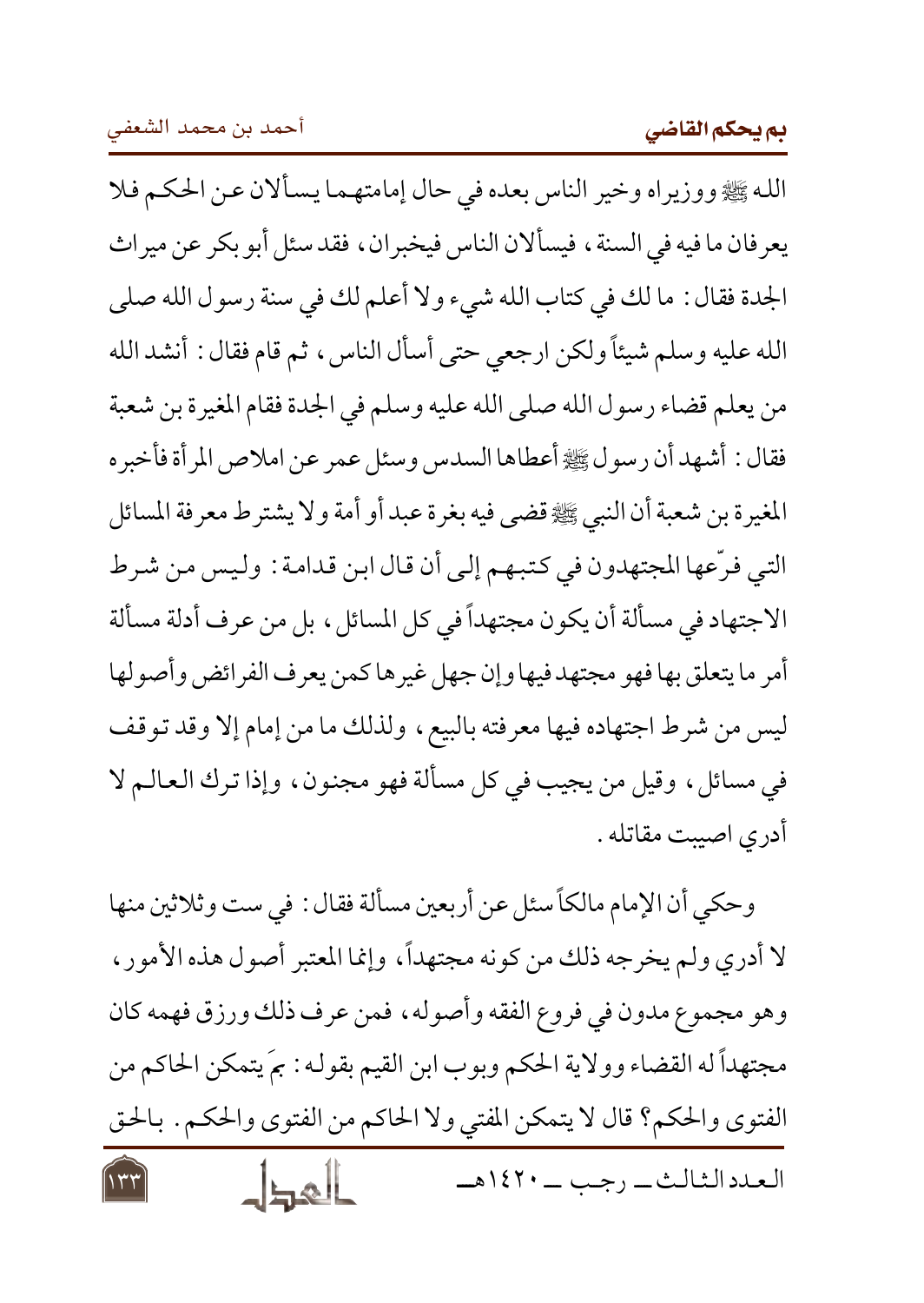الله ﷺ ووزيراه وخير الناس بعده في حال إمامتهما يسألان عن الحكم فلا يعرفان ما فيه في السنة، فيسألان الناس فيخبران، فقد سئل أبو بكر عن ميراث الجدة فقال: ما لك في كتاب الله شيء ولا أعلم لك في سنة رسول الله صلى الله عليه وسلم شيئاً ولكن ارجعي حتى أسأل الناس، ثم قام فقال: أنشد الله من يعلم قضاء رسول الله صلى الله عليه وسلم في الجدة فقام المغيرة بن شعبة فقال: أشهد أن رسول ﷺ أعطاها السدس وسئل عمر عن املاص المرأة فأخبره المغيرة بن شعبة أن النبي ﷺ قضى فيه بغرة عبد أو أمة ولا يشترط معرفة المسائل التي فرّعها المجتهدون في كتبهم إلى أن قال ابن قدامة: وليس من شرط الاجتهاد في مسألة أن يكون مجتهداً في كل المسائل، بل من عرف أدلة مسألة أمر ما يتعلق بها فهو مجتهد فيها وإن جهل غيرها كمن يعرف الفرائض وأصولها ليس من شرط اجتهاده فيها معرفته بالبيع، ولذلك ما من إمام إلا وقد توقف في مسائل، وقيل من يجيب في كل مسألة فهو مجنون، وإذا ترك العالم لا أدري اصيبت مقاتله.

وحكي أن الإمام مالكاً سئل عن أربعين مسألة فقال: في ست وثلاثين منها لا أدري ولم يخرجه ذلك من كونه مجتهداً، وإنما المعتبر أصول هذه الأمور، وهو مجموع مدون في فروع الفقه وأصوله، فمن عرف ذلك ورزق فهمه كان مجتهداً له القضاء وولاية الحكم وبوب ابن القيم بقوله: بمَ يتمكن الحاكم من الفتوى والحكم؟ قال لا يتمكن المفتي ولا الحاكم من الفتوى والحكم. بالحق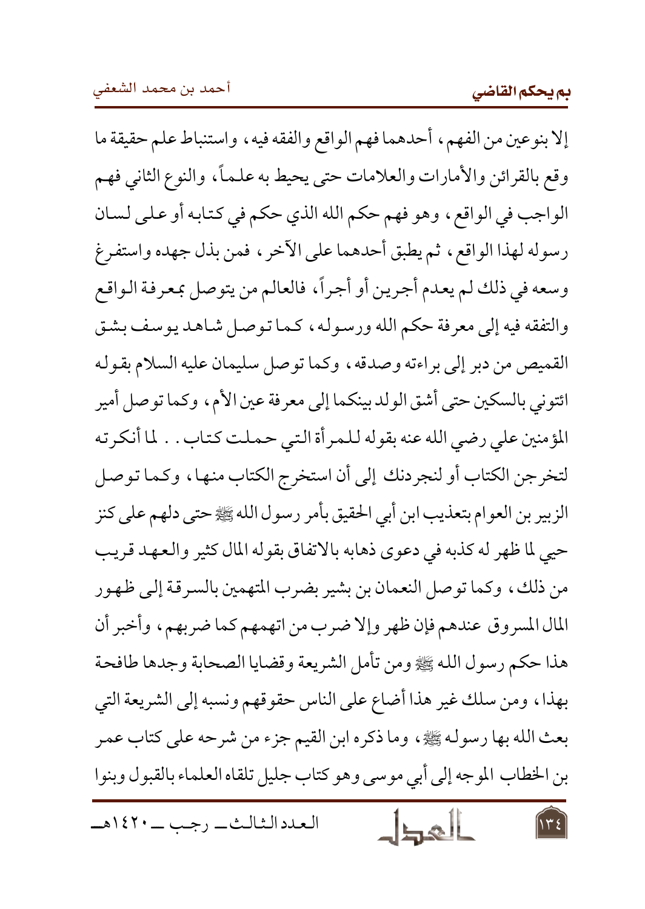إلا بنوعين من الفهم، أحدهما فهم الواقع والفقه فيه، واستنباط علم حقيقة ما وقع بالقرائن والأمارات والعلامات حتى يحيط به علماً، والنوع الثاني فهم الواجب في الواقع، وهو فهم حكم الله الذي حكم في كتابه أو على لسان رسوله لهذا الواقع، ثم يطبق أحدهما على الآخر، فمن بذل جهده واستفرغ وسعه في ذلك لم يعدم أجرين أو أجراً، فالعالم من يتوصل بمعرفة الواقع والتفقه فيه إلى معرفة حكم الله ورسوله، كما توصل شاهد يوسف بشق القميص من دبر إلى براءته وصدقه، وكما توصل سليمان عليه السلام بقوله ائتوني بالسكين حتى أشق الولد بينكما إلى معرفة عين الأم، وكما توصل أمير المؤمنين علي رضي الله عنه بقوله للمرأة التي حملت كتاب.. لما أنكرته لتخرجن الكتاب أو لنجردنك إلى أن استخرج الكتاب منها، وكما توصل الزبير بن العوام بتعذيب ابن أبي الحقيق بأمر رسول الله ﷺ حتى دلهم على كنز حيي لما ظهر له كذبه في دعوى ذهابه بالاتفاق بقوله المال كثير والعهد قريب من ذلك، وكما توصل النعمان بن بشير بضرب المتهمين بالسرقة إلى ظهور المال المسروق عندهم فإن ظهر وإلا ضرب من اتهمهم كما ضربهم، وأخبر أن هذا حكم رسول الله ﷺ ومن تأمل الشريعة وقضايا الصحابة وجدها طافحة بهذا، ومن سلك غير هذا أضاع على الناس حقوقهم ونسبه إلى الشريعة التي بعث الله بها رسوله ﷺ، وما ذكره ابن القيم جزء من شرحه على كتاب عمر بن الخطاب الموجه إلى أبي موسى وهو كتاب جليل تلقاه العلماء بالقبول وبنوا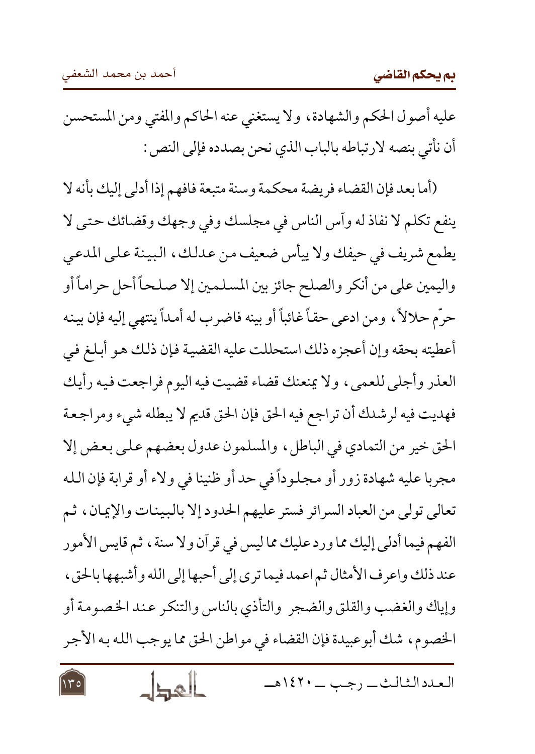عليه أصول الحكم والشهادة، ولا يستغني عنه الحاكم والمفتي ومن المستحسن أن نأتي بنصه لارتباطه بالباب الذي نحن بصدده فإلى النص:

(أما بعد فإن القضاء فريضة محكمة وسنة متبعة فافهم إذا أدلي إليك بأنه لا ينفع تكلم لا نفاذ له وآس الناس في مجلسك وفي وجهك وقضائك حتى لا يطمع شريف في حيفك ولا ييأس ضعيف من عدلك، البينة على المدعي واليمين على من أنكر والصلح جائز بين المسلمين إلا صلحاً أحل حراماً أو حرّم حلالاً، ومن ادعى حقاً غائباً أو بينه فاضرب له أمداً ينتهي إليه فإن بينه أعطيته بحقه وإن أعجزه ذلك استحللت عليه القضية فإن ذلك هو أبلغ في العذر وأجلى للعمى، ولا يمنعنك قضاء قضيت فيه اليوم فراجعت فيه رأيك فهديت فيه لرشدك أن تراجع فيه الحق فإن الحق قديم لا يبطله شيء ومراجعة الحق خير من التمادي في الباطل، والمسلمون عدول بعضهم على بعض إلا مجربا عليه شهادة زور أو مجلوداً في حد أو ظنينا في ولاء أو قرابة فإن الله تعالى تولى من العباد السرائر فستر عليهم الحدود إلا بالبينات والإيمان، ثم الفهم فيما أدلي إليك مما ورد عليك مما ليس في قرآن ولا سنة، ثم قايس الأمور عند ذلك واعرف الأمثال ثم اعمد فيما ترى إلى أحبها إلى الله وأشبهها بالحق، وإياك والغضب والقلق والضجر والتأذي بالناس والتنكر عند الخصومة أو الخصوم، شك أبوعبيدة فإن القضاء في مواطن الحق مما يوجب الله به الأجر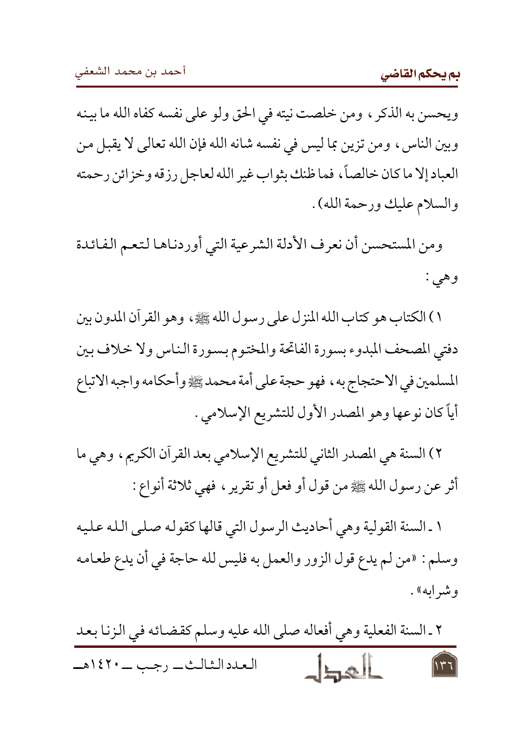ويحسن به الذكر، ومن خلصت نيته في الحق ولو على نفسه كفاه الله ما بينه وبين الناس، ومن تزين بما ليس في نفسه شانه الله فإن الله تعالى لا يقبل من العباد إلا ما كان خالصاً، فما ظنك بثواب غير الله لعاجل رزقه وخزائن رحمته والسلام عليك ورحمة الله).

ومن المستحسن أن نعرف الأدلة الشرعية التي أوردناها لتعم الفائدة وهي:

١) الكتاب هو كتاب الله المنزل على رسول الله ﷺ، وهو القرآن المدون بين دفتي المصحف المبدوء بسورة الفاتحة والمختوم بسورة الناس ولا خلاف بين المسلمين في الاحتجاج به، فهو حجة على أمة محمد ﷺ وأحكامه واجبه الاتباع أياً كان نوعها وهو المصدر الأول للتشريع الإسلامي.

٢) السنة هي المصدر الثاني للتشريع الإسلامي بعد القرآن الكريم، وهي ما أثر عن رسول الله ﷺ من قول أو فعل أو تقرير، فهي ثلاثة أنواع:

١ ـ السنة القولية وهي أحاديث الرسول التي قالها كقوله صلى الله عليه وسلم: «من لم يدع قول الزور والعمل به فليس لله حاجة في أن يدع طعامه وشرابه».

٢ ـ السنة الفعلية وهي أفعاله صلى الله عليه وسلم كقضائه في الزنا بعد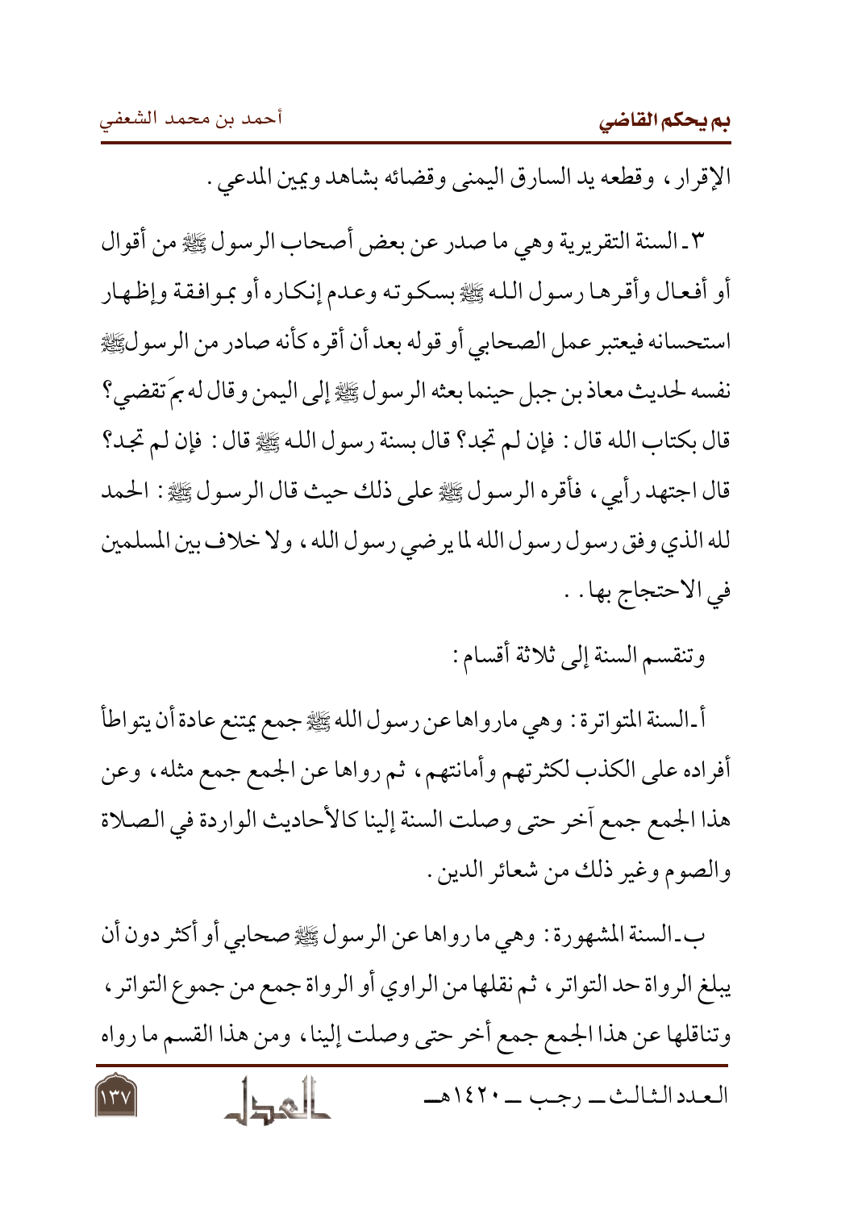الإقرار، وقطعه يد السارق اليمنى وقضائه بشاهد ويمين المدعي.

٣ـ السنة التقريرية وهي ما صدر عن بعض أصحاب الرسول ﷺ من أقوال أو أفعال وأقرها رسول الله ﷺ بسكوته وعدم إنكاره أو بموافقة وإظهار استحسانه فيعتبر عمل الصحابي أو قوله بعد أن أقره كأنه صادر من الرسول ﷺ نفسه لحديث معاذ بن جبل حينما بعثه الرسول ﷺ إلى اليمن وقال له بمَ تقضي؟ قال بكتاب الله قال: فإن لم تجد؟ قال بسنة رسول الله ﷺ قال: فإن لم تجد؟ قال اجتهد رأيي، فأقره الرسول ﷺ على ذلك حيث قال الرسول ﷺ: الحمد لله الذي وفق رسول رسول الله لما يرضي رسول الله، ولا خلاف بين المسلمين في الاحتجاج بها..

وتنقسم السنة إلى ثلاثة أقسام:

أ ـ السنة المتواترة: وهي مارواها عن رسول الله ﷺ جمع يمتنع عادة أن يتواطأ أفراده على الكذب لكثرتهم وأمانتهم، ثم رواها عن الجمع جمع مثله، وعن هذا الجمع جمع آخر حتى وصلت السنة إلينا كالأحاديث الواردة في الصلاة والصوم وغير ذلك من شعائر الدين.

ب ـ السنة المشهورة: وهي ما رواها عن الرسول ﷺ صحابي أو أكثر دون أن يبلغ الرواة حد التواتر، ثم نقلها من الراوي أو الرواة جمع من جموع التواتر، وتناقلها عن هذا الجمع جمع أخر حتى وصلت إلينا، ومن هذا القسم ما رواه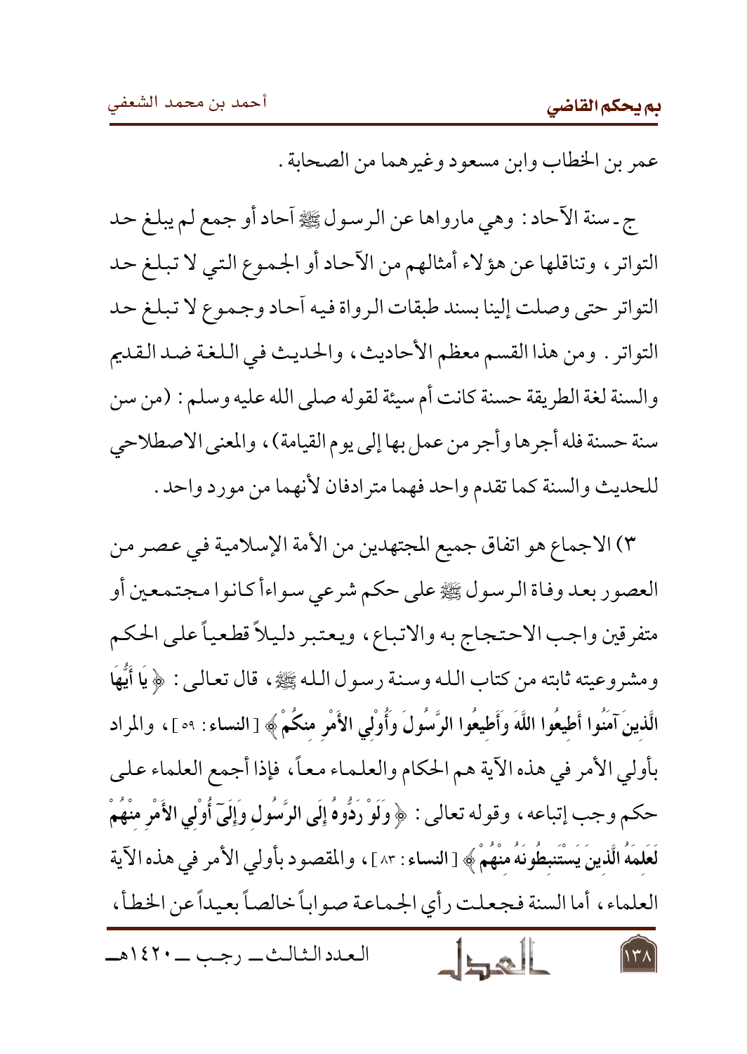عمر بن الخطاب وابن مسعود وغيرهما من الصحابة .

ج ـ سنة الآحاد : وهي ماورواها عن الرسول ﷺ آحاد أو جمع لم يبلغ حد التواتر ، وتناقلها عن هؤلاء أمثالهم من الآحاد أو الجموع التي لا تبلغ حد التواتر حتى وصلت إلينا بسند طبقات الرواة فيه آحاد وجموع لا تبلغ حد التواتر . ومن هذا القسم معظم الأحاديث ، والحديث في اللغة ضد القديم والسنة لغة الطريقة حسنة كانت أم سيئة لقوله صلى الله عليه وسلم : (من سن سنة حسنة فله أجرها وأجر من عمل بها إلى يوم القيامة) ، والمعنى الاصطلاحي للحديث والسنة كما تقدم واحد فهما مترادفان لأنهما من مورد واحد .

٣) الاجماع هو اتفاق جميع المجتهدين من الأمة الإسلامية في عصر من العصور بعد وفاة الرسول ﷺ على حكم شرعي سواءأ كانوا مجتمعين أو متفرقين واجب الاحتجاج به والاتباع ، ويعتبر دليلاً قطعياً على الحكم ومشروعيته ثابته من كتاب الله وسنة رسول الله ﷺ ، قال تعالى : ﴿ **يَا أَيُّهَا الَّذِينَ آمَنُوا أَطِيعُوا اللَّهَ وَأَطِيعُوا الرَّسُولَ وَأُوْلِي الأَمْرِ مِنكُمْ** ﴾ [النساء : ٥٩] ، والمراد بأولي الأمر في هذه الآية هم الحكام والعلماء معاً ، فإذا أجمع العلماء على حكم وجب إتباعه ، وقوله تعالى : ﴿ **وَلَوْ رَدُّوهُ إِلَى الرَّسُولِ وَإِلَى أُوْلِي الأَمْرِ مِنْهُمْ لَعَلِمَهُ الَّذِينَ يَسْتَنبِطُونَهُ مِنْهُمْ** ﴾ [النساء : ٨٣] ، والمقصود بأولي الأمر في هذه الآية العلماء ، أما السنة فجعلت رأي الجماعة صواباً خالصاً بعيداً عن الخطأ ،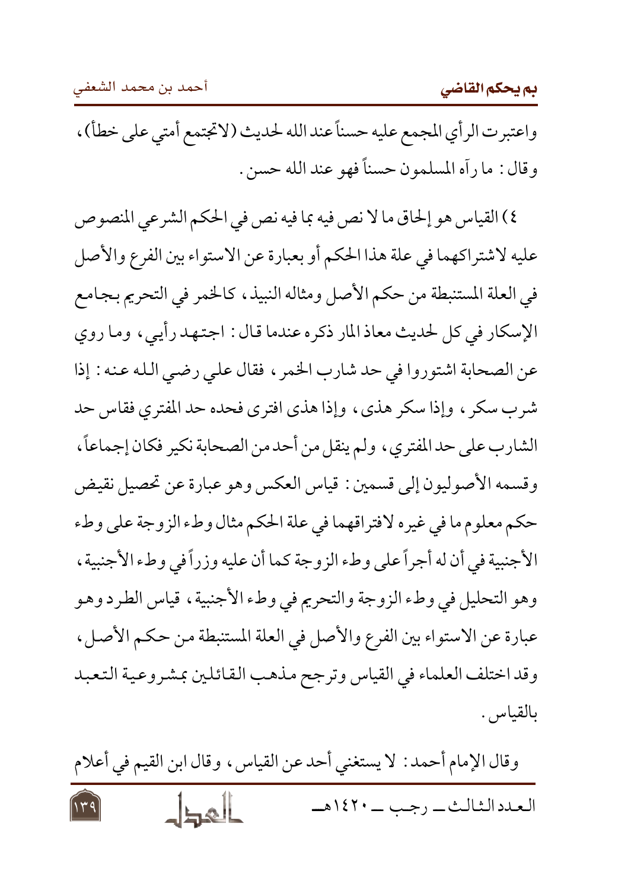واعتبرت الرأي المجمع عليه حسناً عند الله لحديث (لاتجتمع أمتي على خطأ)، وقال: ما رآه المسلمون حسناً فهو عند الله حسن.

٤) القياس هو إلحاق ما لا نص فيه بما فيه نص في الحكم الشرعي المنصوص عليه لاشتراكهما في علة هذا الحكم أو بعبارة عن الاستواء بين الفرع والأصل في العلة المستنبطة من حكم الأصل ومثاله النبيذ، كالخمر في التحريم بجامع الإسكار في كل لحديث معاذ المار ذكره عندما قال: اجتهد رأيي، وما روي عن الصحابة اشتوروا في حد شارب الخمر، فقال علي رضي الله عنه: إذا شرب سكر، وإذا سكر هذى، وإذا هذى افترى فحده حد المفتري فقاس حد الشارب على حد المفتري، ولم ينقل من أحد من الصحابة نكير فكان إجماعاً، وقسمه الأصوليون إلى قسمين: قياس العكس وهو عبارة عن تحصيل نقيض حكم معلوم ما في غيره لافتراقهما في علة الحكم مثال وطء الزوجة على وطء الأجنبية في أن له أجراً على وطء الزوجة كما أن عليه وزراً في وطء الأجنبية، وهو التحليل في وطء الزوجة والتحريم في وطء الأجنبية، قياس الطرد وهو عبارة عن الاستواء بين الفرع والأصل في العلة المستنبطة من حكم الأصل، وقد اختلف العلماء في القياس وترجح مذهب القائلين بمشروعية التعبد بالقياس.

وقال الإمام أحمد: لا يستغني أحد عن القياس، وقال ابن القيم في أعلام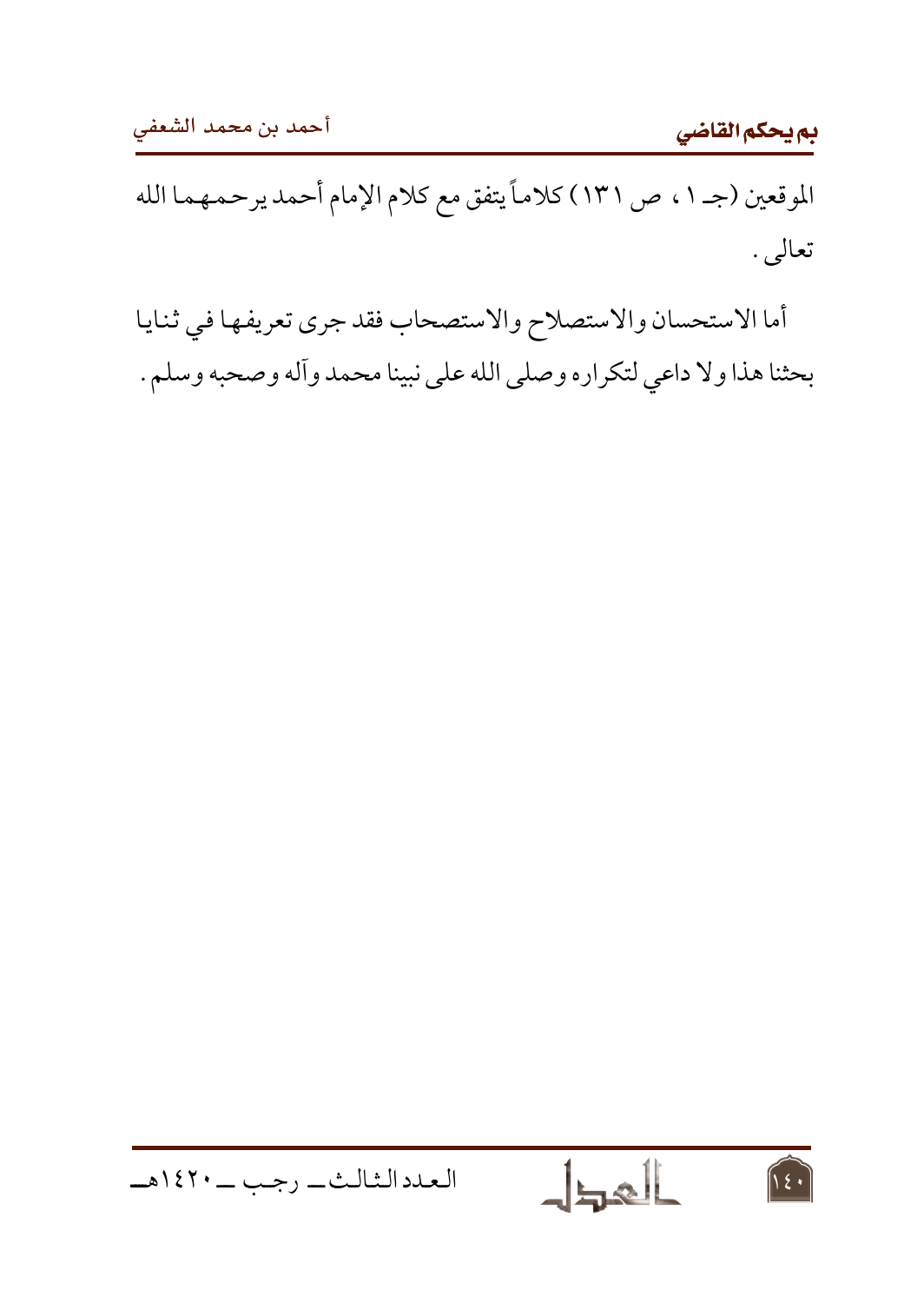الموقعين (جـ ١، ص ١٣١) كلاماً يتفق مع كلام الإمام أحمد يرحمهما الله تعالى.

أما الاستحسان والاستصلاح والاستصحاب فقد جرى تعريفها في ثنايا بحثنا هذا ولا داعي لتكراره وصلى الله على نبينا محمد وآله وصحبه وسلم.